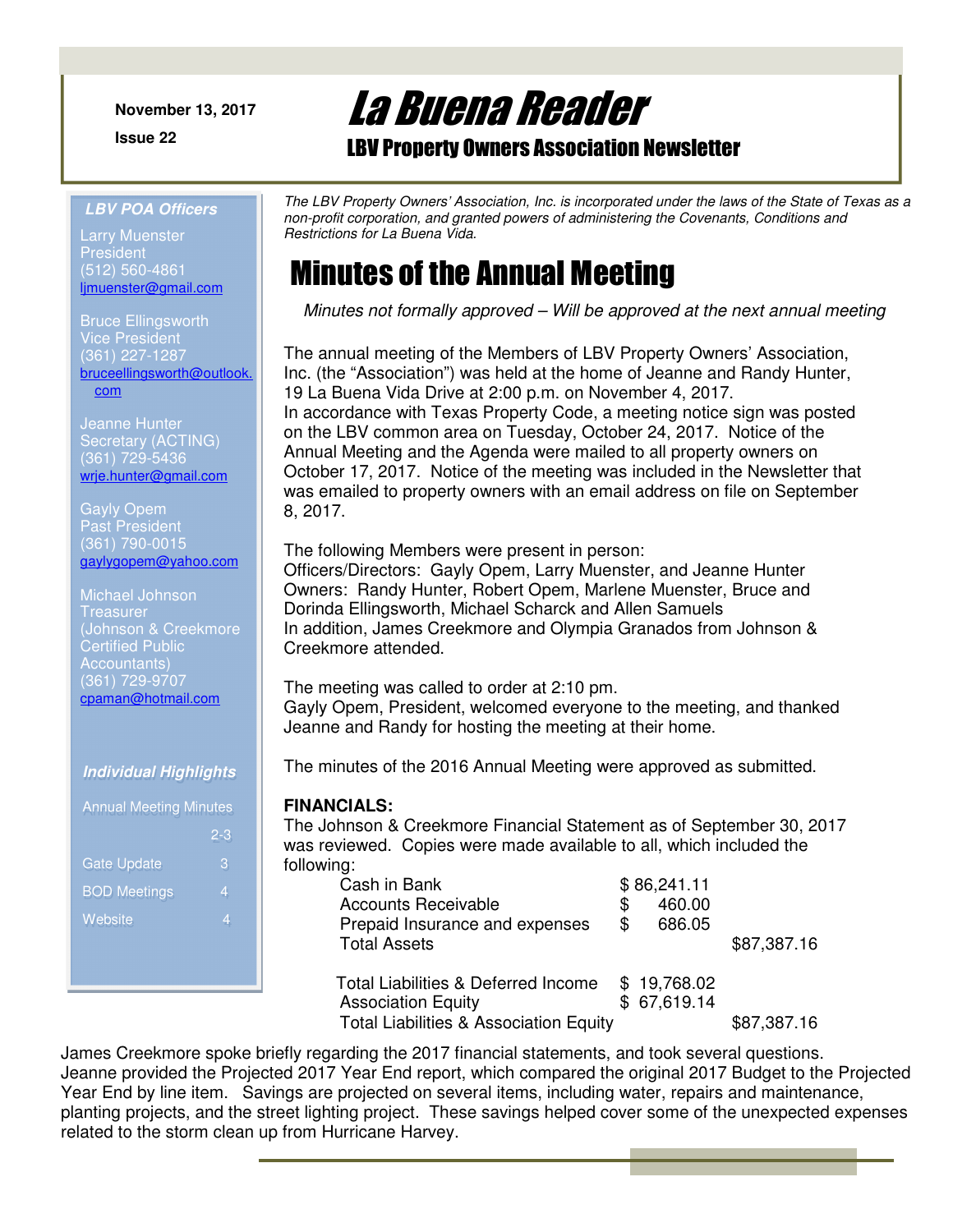November 13, 2017

Issue 22

# La Buena Reader

## LBV Property Owners Association Newsletter

### *LBV POA Officers*

Larry Muenster
President
(512) 560-4861
ljmuenster@gmail.com

Bruce Ellingsworth
Vice President
(361) 227-1287
bruceellingsworth@outlook.com

Jeanne Hunter
Secretary (ACTING)
(361) 729-5436
wrje.hunter@gmail.com

Gayly Opem
Past President
(361) 790-0015
gaylygopem@yahoo.com

Michael Johnson
Treasurer
(Johnson & Creekmore Certified Public Accountants)
(361) 729-9707
cpaman@hotmail.com

### *Individual Highlights*

| | |
|---|---|
| Annual Meeting Minutes | 2-3 |
| Gate Update | 3 |
| BOD Meetings | 4 |
| Website | 4 |

*The LBV Property Owners' Association, Inc. is incorporated under the laws of the State of Texas as a non-profit corporation, and granted powers of administering the Covenants, Conditions and Restrictions for La Buena Vida.*

# Minutes of the Annual Meeting

*Minutes not formally approved – Will be approved at the next annual meeting*

The annual meeting of the Members of LBV Property Owners' Association, Inc. (the "Association") was held at the home of Jeanne and Randy Hunter, 19 La Buena Vida Drive at 2:00 p.m. on November 4, 2017.
In accordance with Texas Property Code, a meeting notice sign was posted on the LBV common area on Tuesday, October 24, 2017. Notice of the Annual Meeting and the Agenda were mailed to all property owners on October 17, 2017. Notice of the meeting was included in the Newsletter that was emailed to property owners with an email address on file on September 8, 2017.

The following Members were present in person:
Officers/Directors: Gayly Opem, Larry Muenster, and Jeanne Hunter
Owners: Randy Hunter, Robert Opem, Marlene Muenster, Bruce and Dorinda Ellingsworth, Michael Scharck and Allen Samuels
In addition, James Creekmore and Olympia Granados from Johnson & Creekmore attended.

The meeting was called to order at 2:10 pm.
Gayly Opem, President, welcomed everyone to the meeting, and thanked Jeanne and Randy for hosting the meeting at their home.

The minutes of the 2016 Annual Meeting were approved as submitted.

**FINANCIALS:**
The Johnson & Creekmore Financial Statement as of September 30, 2017 was reviewed. Copies were made available to all, which included the following:

| | | |
|---|---|---|
| Cash in Bank | $ 86,241.11 | |
| Accounts Receivable | $ 460.00 | |
| Prepaid Insurance and expenses | $ 686.05 | |
| Total Assets | | $87,387.16 |
| | | |
| Total Liabilities & Deferred Income | $ 19,768.02 | |
| Association Equity | $ 67,619.14 | |
| Total Liabilities & Association Equity | | $87,387.16 |

James Creekmore spoke briefly regarding the 2017 financial statements, and took several questions. Jeanne provided the Projected 2017 Year End report, which compared the original 2017 Budget to the Projected Year End by line item. Savings are projected on several items, including water, repairs and maintenance, planting projects, and the street lighting project. These savings helped cover some of the unexpected expenses related to the storm clean up from Hurricane Harvey.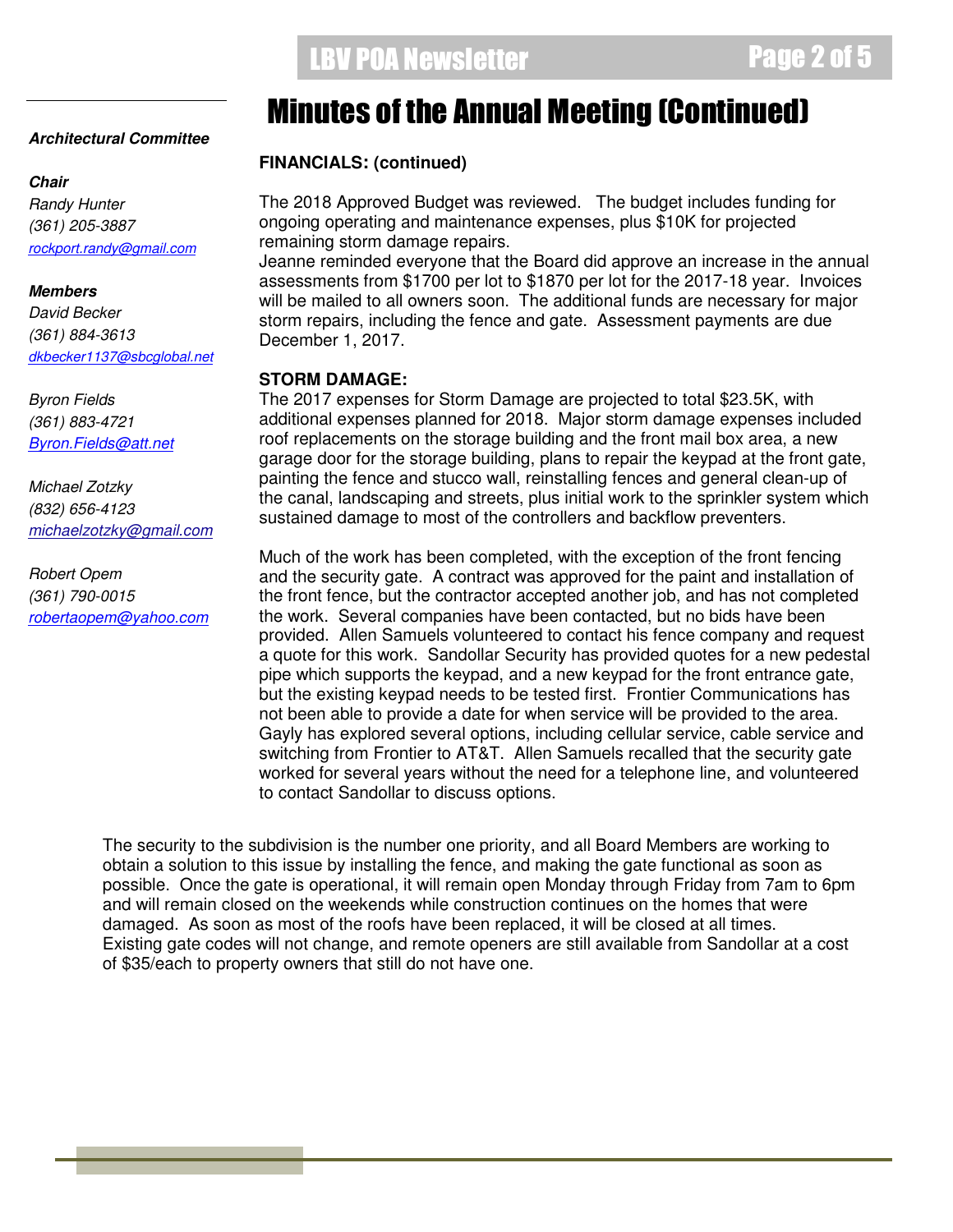# Minutes of the Annual Meeting (Continued)

**FINANCIALS: (continued)**

The 2018 Approved Budget was reviewed. The budget includes funding for ongoing operating and maintenance expenses, plus $10K for projected remaining storm damage repairs.

Jeanne reminded everyone that the Board did approve an increase in the annual assessments from $1700 per lot to $1870 per lot for the 2017-18 year. Invoices will be mailed to all owners soon. The additional funds are necessary for major storm repairs, including the fence and gate. Assessment payments are due December 1, 2017.

**STORM DAMAGE:**

The 2017 expenses for Storm Damage are projected to total $23.5K, with additional expenses planned for 2018. Major storm damage expenses included roof replacements on the storage building and the front mail box area, a new garage door for the storage building, plans to repair the keypad at the front gate, painting the fence and stucco wall, reinstalling fences and general clean-up of the canal, landscaping and streets, plus initial work to the sprinkler system which sustained damage to most of the controllers and backflow preventers.

Much of the work has been completed, with the exception of the front fencing and the security gate. A contract was approved for the paint and installation of the front fence, but the contractor accepted another job, and has not completed the work. Several companies have been contacted, but no bids have been provided. Allen Samuels volunteered to contact his fence company and request a quote for this work. Sandollar Security has provided quotes for a new pedestal pipe which supports the keypad, and a new keypad for the front entrance gate, but the existing keypad needs to be tested first. Frontier Communications has not been able to provide a date for when service will be provided to the area. Gayly has explored several options, including cellular service, cable service and switching from Frontier to AT&T. Allen Samuels recalled that the security gate worked for several years without the need for a telephone line, and volunteered to contact Sandollar to discuss options.

The security to the subdivision is the number one priority, and all Board Members are working to obtain a solution to this issue by installing the fence, and making the gate functional as soon as possible. Once the gate is operational, it will remain open Monday through Friday from 7am to 6pm and will remain closed on the weekends while construction continues on the homes that were damaged. As soon as most of the roofs have been replaced, it will be closed at all times. Existing gate codes will not change, and remote openers are still available from Sandollar at a cost of $35/each to property owners that still do not have one.

***Architectural Committee***

***Chair***

*Randy Hunter*
*(361) 205-3887*
*rockport.randy@gmail.com*

***Members***

*David Becker*
*(361) 884-3613*
*dkbecker1137@sbcglobal.net*

*Byron Fields*
*(361) 883-4721*
*Byron.Fields@att.net*

*Michael Zotzky*
*(832) 656-4123*
*michaelzotzky@gmail.com*

*Robert Opem*
*(361) 790-0015*
*robertaopem@yahoo.com*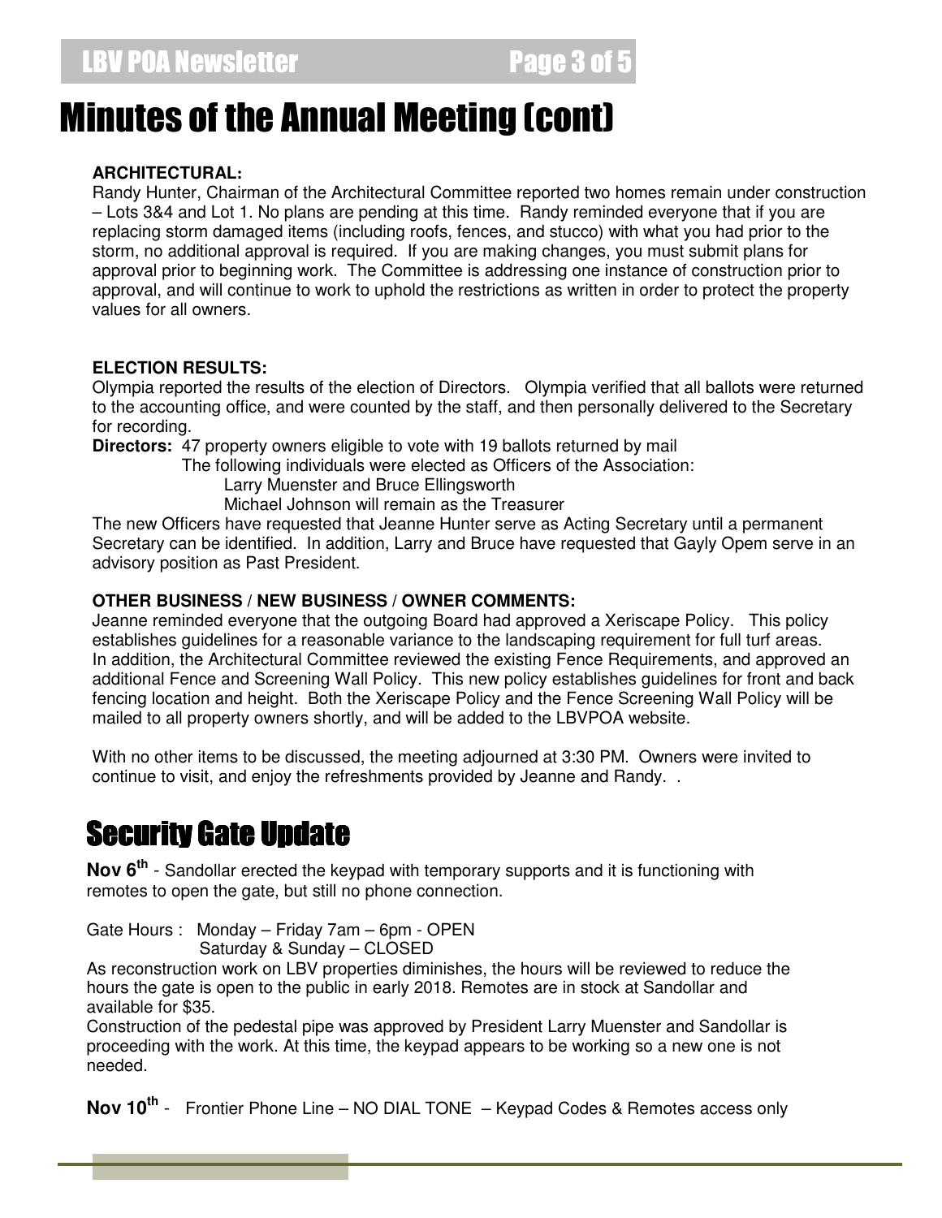# Minutes of the Annual Meeting (cont)

**ARCHITECTURAL:**

Randy Hunter, Chairman of the Architectural Committee reported two homes remain under construction – Lots 3&4 and Lot 1. No plans are pending at this time. Randy reminded everyone that if you are replacing storm damaged items (including roofs, fences, and stucco) with what you had prior to the storm, no additional approval is required. If you are making changes, you must submit plans for approval prior to beginning work. The Committee is addressing one instance of construction prior to approval, and will continue to work to uphold the restrictions as written in order to protect the property values for all owners.

**ELECTION RESULTS:**

Olympia reported the results of the election of Directors. Olympia verified that all ballots were returned to the accounting office, and were counted by the staff, and then personally delivered to the Secretary for recording.

**Directors:** 47 property owners eligible to vote with 19 ballots returned by mail

The following individuals were elected as Officers of the Association:

Larry Muenster and Bruce Ellingsworth

Michael Johnson will remain as the Treasurer

The new Officers have requested that Jeanne Hunter serve as Acting Secretary until a permanent Secretary can be identified. In addition, Larry and Bruce have requested that Gayly Opem serve in an advisory position as Past President.

**OTHER BUSINESS / NEW BUSINESS / OWNER COMMENTS:**

Jeanne reminded everyone that the outgoing Board had approved a Xeriscape Policy. This policy establishes guidelines for a reasonable variance to the landscaping requirement for full turf areas. In addition, the Architectural Committee reviewed the existing Fence Requirements, and approved an additional Fence and Screening Wall Policy. This new policy establishes guidelines for front and back fencing location and height. Both the Xeriscape Policy and the Fence Screening Wall Policy will be mailed to all property owners shortly, and will be added to the LBVPOA website.

With no other items to be discussed, the meeting adjourned at 3:30 PM. Owners were invited to continue to visit, and enjoy the refreshments provided by Jeanne and Randy. .

## Security Gate Update

**Nov 6th** - Sandollar erected the keypad with temporary supports and it is functioning with remotes to open the gate, but still no phone connection.

Gate Hours : Monday – Friday 7am – 6pm - OPEN
Saturday & Sunday – CLOSED

As reconstruction work on LBV properties diminishes, the hours will be reviewed to reduce the hours the gate is open to the public in early 2018. Remotes are in stock at Sandollar and available for $35.

Construction of the pedestal pipe was approved by President Larry Muenster and Sandollar is proceeding with the work. At this time, the keypad appears to be working so a new one is not needed.

**Nov 10th** - Frontier Phone Line – NO DIAL TONE – Keypad Codes & Remotes access only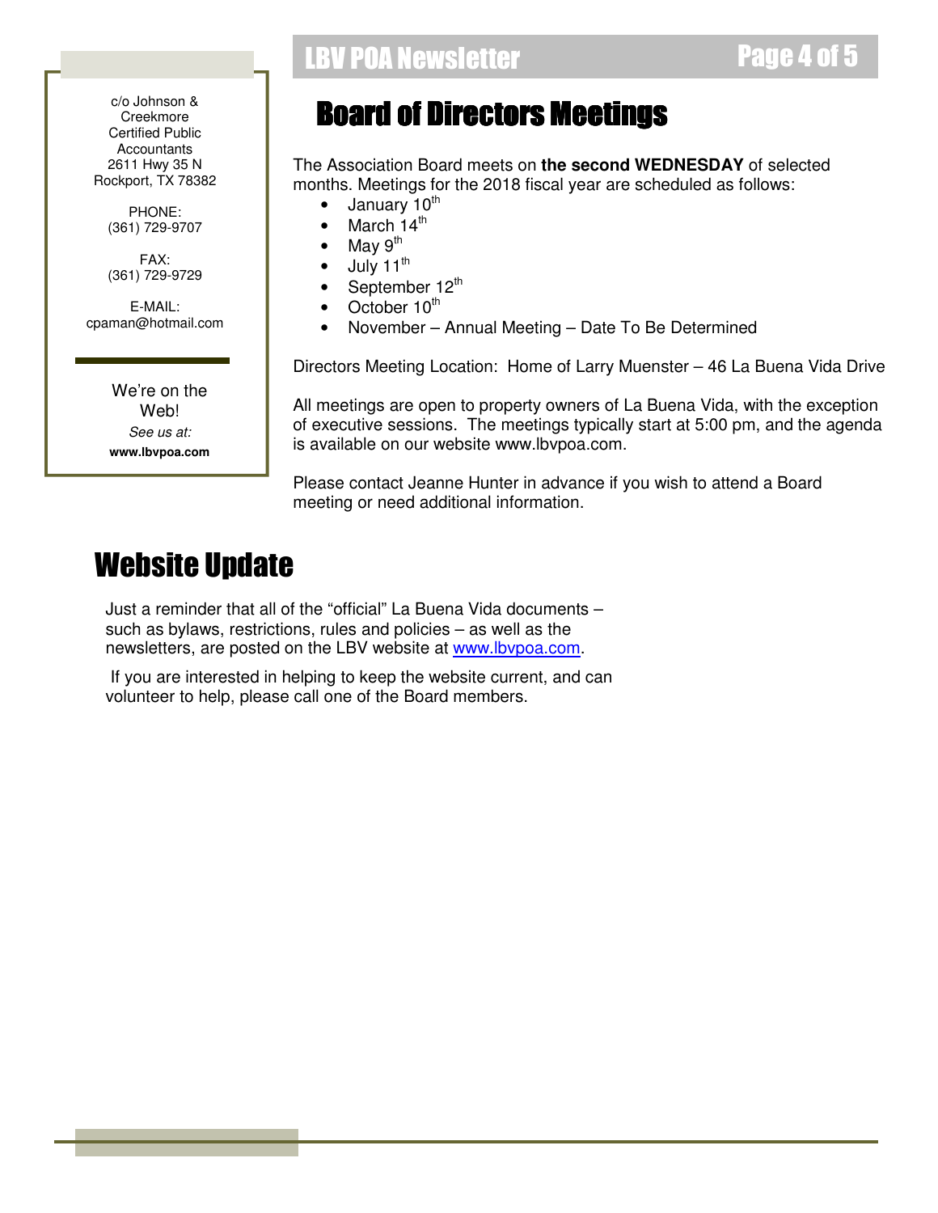c/o Johnson & Creekmore Certified Public Accountants
2611 Hwy 35 N
Rockport, TX 78382

PHONE:
(361) 729-9707

FAX:
(361) 729-9729

E-MAIL:
cpaman@hotmail.com

We're on the Web!
*See us at:*
**www.lbvpoa.com**

# Board of Directors Meetings

The Association Board meets on **the second WEDNESDAY** of selected months. Meetings for the 2018 fiscal year are scheduled as follows:

- January 10th
- March 14th
- May 9th
- July 11th
- September 12th
- October 10th
- November – Annual Meeting – Date To Be Determined

Directors Meeting Location: Home of Larry Muenster – 46 La Buena Vida Drive

All meetings are open to property owners of La Buena Vida, with the exception of executive sessions. The meetings typically start at 5:00 pm, and the agenda is available on our website www.lbvpoa.com.

Please contact Jeanne Hunter in advance if you wish to attend a Board meeting or need additional information.

# Website Update

Just a reminder that all of the "official" La Buena Vida documents – such as bylaws, restrictions, rules and policies – as well as the newsletters, are posted on the LBV website at [www.lbvpoa.com](http://www.lbvpoa.com).

If you are interested in helping to keep the website current, and can volunteer to help, please call one of the Board members.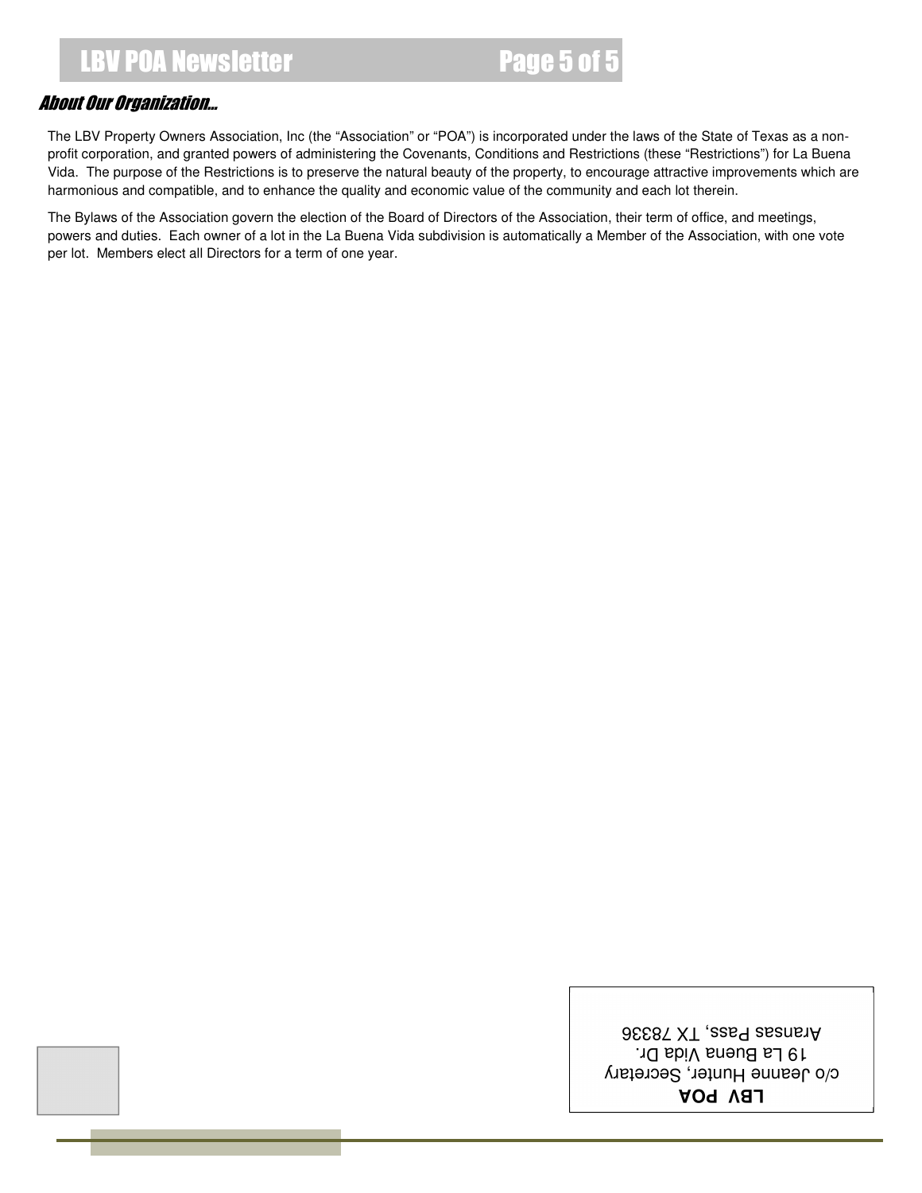## *About Our Organization…*

The LBV Property Owners Association, Inc (the "Association" or "POA") is incorporated under the laws of the State of Texas as a non-profit corporation, and granted powers of administering the Covenants, Conditions and Restrictions (these "Restrictions") for La Buena Vida. The purpose of the Restrictions is to preserve the natural beauty of the property, to encourage attractive improvements which are harmonious and compatible, and to enhance the quality and economic value of the community and each lot therein.

The Bylaws of the Association govern the election of the Board of Directors of the Association, their term of office, and meetings, powers and duties. Each owner of a lot in the La Buena Vida subdivision is automatically a Member of the Association, with one vote per lot. Members elect all Directors for a term of one year.

**LBV POA**
c/o Jeanne Hunter, Secretary
19 La Buena Vida Dr.
Aransas Pass, TX 78336